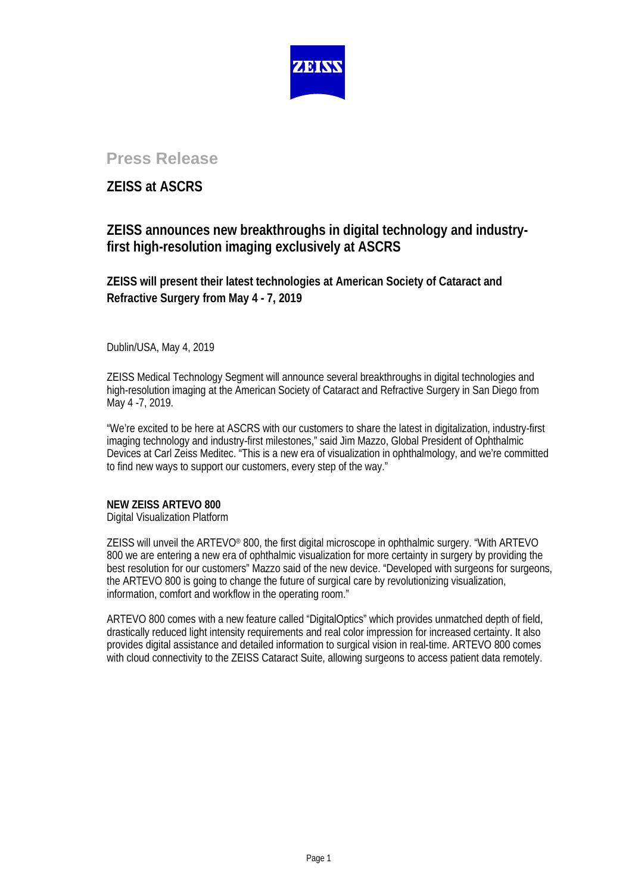**Press Release**

## ZEISS at ASCRS

# ZEISS announces new breakthroughs in digital technology and industry-first high-resolution imaging exclusively at ASCRS

### ZEISS will present their latest technologies at American Society of Cataract and Refractive Surgery from May 4 - 7, 2019

Dublin/USA, May 4, 2019

ZEISS Medical Technology Segment will announce several breakthroughs in digital technologies and high-resolution imaging at the American Society of Cataract and Refractive Surgery in San Diego from May 4 -7, 2019.

"We're excited to be here at ASCRS with our customers to share the latest in digitalization, industry-first imaging technology and industry-first milestones," said Jim Mazzo, Global President of Ophthalmic Devices at Carl Zeiss Meditec. "This is a new era of visualization in ophthalmology, and we're committed to find new ways to support our customers, every step of the way."

**NEW ZEISS ARTEVO 800**
Digital Visualization Platform

ZEISS will unveil the ARTEVO® 800, the first digital microscope in ophthalmic surgery. "With ARTEVO 800 we are entering a new era of ophthalmic visualization for more certainty in surgery by providing the best resolution for our customers" Mazzo said of the new device. "Developed with surgeons for surgeons, the ARTEVO 800 is going to change the future of surgical care by revolutionizing visualization, information, comfort and workflow in the operating room."

ARTEVO 800 comes with a new feature called "DigitalOptics" which provides unmatched depth of field, drastically reduced light intensity requirements and real color impression for increased certainty. It also provides digital assistance and detailed information to surgical vision in real-time. ARTEVO 800 comes with cloud connectivity to the ZEISS Cataract Suite, allowing surgeons to access patient data remotely.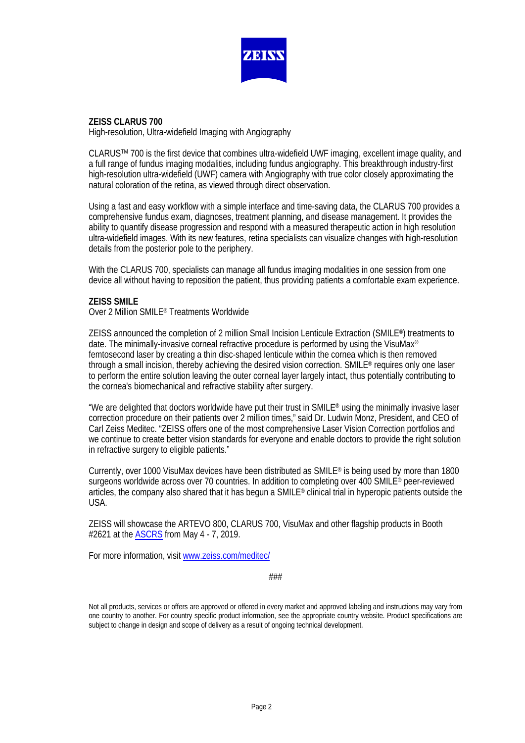**ZEISS CLARUS 700**
High-resolution, Ultra-widefield Imaging with Angiography

CLARUS™ 700 is the first device that combines ultra-widefield UWF imaging, excellent image quality, and a full range of fundus imaging modalities, including fundus angiography. This breakthrough industry-first high-resolution ultra-widefield (UWF) camera with Angiography with true color closely approximating the natural coloration of the retina, as viewed through direct observation.

Using a fast and easy workflow with a simple interface and time-saving data, the CLARUS 700 provides a comprehensive fundus exam, diagnoses, treatment planning, and disease management. It provides the ability to quantify disease progression and respond with a measured therapeutic action in high resolution ultra-widefield images. With its new features, retina specialists can visualize changes with high-resolution details from the posterior pole to the periphery.

With the CLARUS 700, specialists can manage all fundus imaging modalities in one session from one device all without having to reposition the patient, thus providing patients a comfortable exam experience.

**ZEISS SMILE**
Over 2 Million SMILE® Treatments Worldwide

ZEISS announced the completion of 2 million Small Incision Lenticule Extraction (SMILE®) treatments to date. The minimally-invasive corneal refractive procedure is performed by using the VisuMax® femtosecond laser by creating a thin disc-shaped lenticule within the cornea which is then removed through a small incision, thereby achieving the desired vision correction. SMILE® requires only one laser to perform the entire solution leaving the outer corneal layer largely intact, thus potentially contributing to the cornea's biomechanical and refractive stability after surgery.

"We are delighted that doctors worldwide have put their trust in SMILE® using the minimally invasive laser correction procedure on their patients over 2 million times," said Dr. Ludwin Monz, President, and CEO of Carl Zeiss Meditec. "ZEISS offers one of the most comprehensive Laser Vision Correction portfolios and we continue to create better vision standards for everyone and enable doctors to provide the right solution in refractive surgery to eligible patients."

Currently, over 1000 VisuMax devices have been distributed as SMILE® is being used by more than 1800 surgeons worldwide across over 70 countries. In addition to completing over 400 SMILE® peer-reviewed articles, the company also shared that it has begun a SMILE® clinical trial in hyperopic patients outside the USA.

ZEISS will showcase the ARTEVO 800, CLARUS 700, VisuMax and other flagship products in Booth #2621 at the ASCRS from May 4 - 7, 2019.

For more information, visit www.zeiss.com/meditec/

###

Not all products, services or offers are approved or offered in every market and approved labeling and instructions may vary from one country to another. For country specific product information, see the appropriate country website. Product specifications are subject to change in design and scope of delivery as a result of ongoing technical development.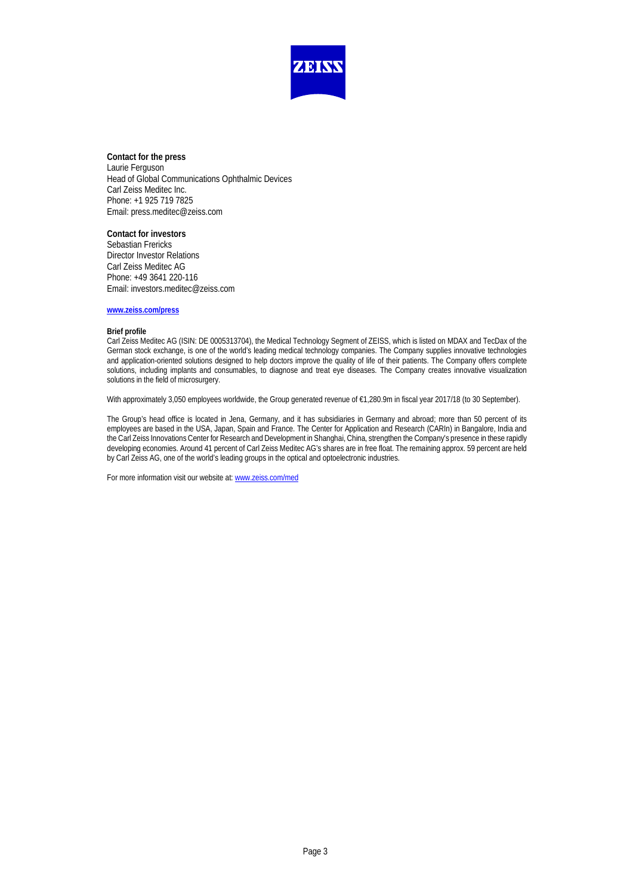**Contact for the press**
Laurie Ferguson
Head of Global Communications Ophthalmic Devices
Carl Zeiss Meditec Inc.
Phone: +1 925 719 7825
Email: press.meditec@zeiss.com

**Contact for investors**
Sebastian Frericks
Director Investor Relations
Carl Zeiss Meditec AG
Phone: +49 3641 220-116
Email: investors.meditec@zeiss.com

**www.zeiss.com/press**

**Brief profile**
Carl Zeiss Meditec AG (ISIN: DE 0005313704), the Medical Technology Segment of ZEISS, which is listed on MDAX and TecDax of the German stock exchange, is one of the world's leading medical technology companies. The Company supplies innovative technologies and application-oriented solutions designed to help doctors improve the quality of life of their patients. The Company offers complete solutions, including implants and consumables, to diagnose and treat eye diseases. The Company creates innovative visualization solutions in the field of microsurgery.

With approximately 3,050 employees worldwide, the Group generated revenue of €1,280.9m in fiscal year 2017/18 (to 30 September).

The Group's head office is located in Jena, Germany, and it has subsidiaries in Germany and abroad; more than 50 percent of its employees are based in the USA, Japan, Spain and France. The Center for Application and Research (CARIn) in Bangalore, India and the Carl Zeiss Innovations Center for Research and Development in Shanghai, China, strengthen the Company's presence in these rapidly developing economies. Around 41 percent of Carl Zeiss Meditec AG's shares are in free float. The remaining approx. 59 percent are held by Carl Zeiss AG, one of the world's leading groups in the optical and optoelectronic industries.

For more information visit our website at: www.zeiss.com/med